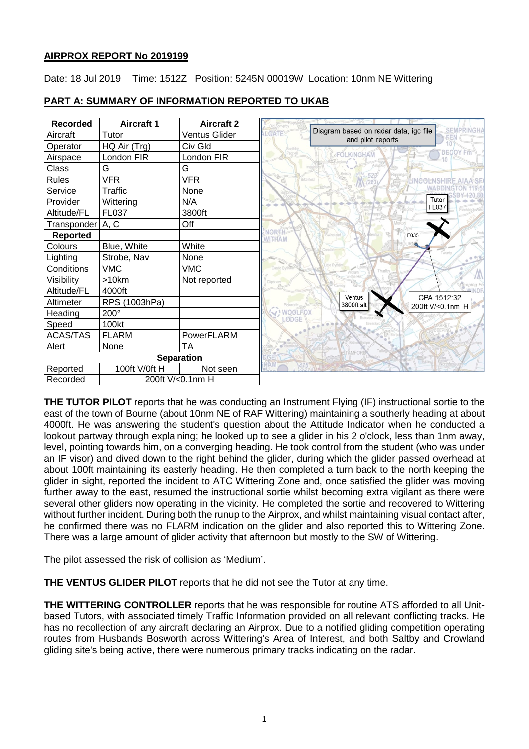## AIRPROX REPORT No 2019199

Date: 18 Jul 2019 Time: 1512Z Position: 5245N 00019W Location: 10nm NE Wittering

## PART A: SUMMARY OF INFORMATION REPORTED TO UKAB

| Recorded | Aircraft 1 | Aircraft 2 |
|---|---|---|
| Aircraft | Tutor | Ventus Glider |
| Operator | HQ Air (Trg) | Civ Gld |
| Airspace | London FIR | London FIR |
| Class | G | G |
| Rules | VFR | VFR |
| Service | Traffic | None |
| Provider | Wittering | N/A |
| Altitude/FL | FL037 | 3800ft |
| Transponder | A, C | Off |
| **Reported** | | |
| Colours | Blue, White | White |
| Lighting | Strobe, Nav | None |
| Conditions | VMC | VMC |
| Visibility | >10km | Not reported |
| Altitude/FL | 4000ft | |
| Altimeter | RPS (1003hPa) | |
| Heading | 200° | |
| Speed | 100kt | |
| ACAS/TAS | FLARM | PowerFLARM |
| Alert | None | TA |
| **Separation** | | |
| Reported | 100ft V/0ft H | Not seen |
| Recorded | 200ft V/<0.1nm H | |

Diagram based on radar data, igc file and pilot reports

Tutor FL037 | F035 | Ventus 3800ft alt | CPA 1512:32 200ft V/<0.1nm H

**THE TUTOR PILOT** reports that he was conducting an Instrument Flying (IF) instructional sortie to the east of the town of Bourne (about 10nm NE of RAF Wittering) maintaining a southerly heading at about 4000ft. He was answering the student's question about the Attitude Indicator when he conducted a lookout partway through explaining; he looked up to see a glider in his 2 o'clock, less than 1nm away, level, pointing towards him, on a converging heading. He took control from the student (who was under an IF visor) and dived down to the right behind the glider, during which the glider passed overhead at about 100ft maintaining its easterly heading. He then completed a turn back to the north keeping the glider in sight, reported the incident to ATC Wittering Zone and, once satisfied the glider was moving further away to the east, resumed the instructional sortie whilst becoming extra vigilant as there were several other gliders now operating in the vicinity. He completed the sortie and recovered to Wittering without further incident. During both the runup to the Airprox, and whilst maintaining visual contact after, he confirmed there was no FLARM indication on the glider and also reported this to Wittering Zone. There was a large amount of glider activity that afternoon but mostly to the SW of Wittering.

The pilot assessed the risk of collision as 'Medium'.

**THE VENTUS GLIDER PILOT** reports that he did not see the Tutor at any time.

**THE WITTERING CONTROLLER** reports that he was responsible for routine ATS afforded to all Unit-based Tutors, with associated timely Traffic Information provided on all relevant conflicting tracks. He has no recollection of any aircraft declaring an Airprox. Due to a notified gliding competition operating routes from Husbands Bosworth across Wittering's Area of Interest, and both Saltby and Crowland gliding site's being active, there were numerous primary tracks indicating on the radar.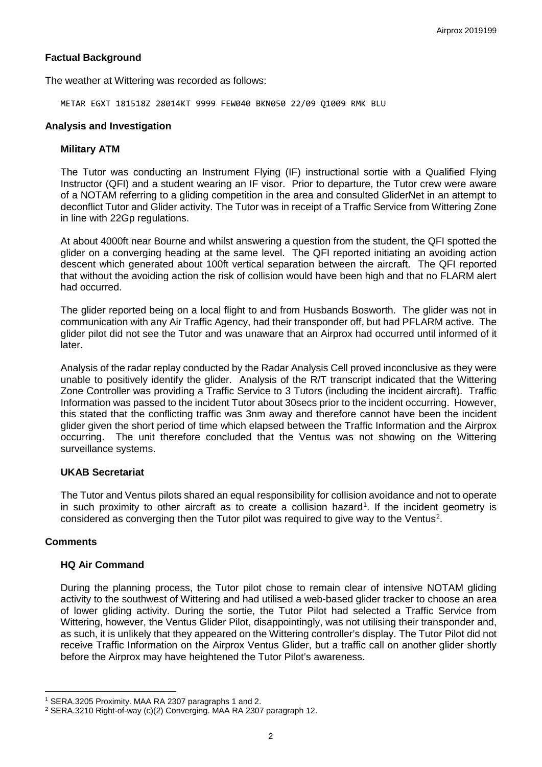## Factual Background

The weather at Wittering was recorded as follows:

```
METAR EGXT 181518Z 28014KT 9999 FEW040 BKN050 22/09 Q1009 RMK BLU
```

## Analysis and Investigation

### Military ATM

The Tutor was conducting an Instrument Flying (IF) instructional sortie with a Qualified Flying Instructor (QFI) and a student wearing an IF visor. Prior to departure, the Tutor crew were aware of a NOTAM referring to a gliding competition in the area and consulted GliderNet in an attempt to deconflict Tutor and Glider activity. The Tutor was in receipt of a Traffic Service from Wittering Zone in line with 22Gp regulations.

At about 4000ft near Bourne and whilst answering a question from the student, the QFI spotted the glider on a converging heading at the same level. The QFI reported initiating an avoiding action descent which generated about 100ft vertical separation between the aircraft. The QFI reported that without the avoiding action the risk of collision would have been high and that no FLARM alert had occurred.

The glider reported being on a local flight to and from Husbands Bosworth. The glider was not in communication with any Air Traffic Agency, had their transponder off, but had PFLARM active. The glider pilot did not see the Tutor and was unaware that an Airprox had occurred until informed of it later.

Analysis of the radar replay conducted by the Radar Analysis Cell proved inconclusive as they were unable to positively identify the glider. Analysis of the R/T transcript indicated that the Wittering Zone Controller was providing a Traffic Service to 3 Tutors (including the incident aircraft). Traffic Information was passed to the incident Tutor about 30secs prior to the incident occurring. However, this stated that the conflicting traffic was 3nm away and therefore cannot have been the incident glider given the short period of time which elapsed between the Traffic Information and the Airprox occurring. The unit therefore concluded that the Ventus was not showing on the Wittering surveillance systems.

### UKAB Secretariat

The Tutor and Ventus pilots shared an equal responsibility for collision avoidance and not to operate in such proximity to other aircraft as to create a collision hazard[1]. If the incident geometry is considered as converging then the Tutor pilot was required to give way to the Ventus[2].

## Comments

### HQ Air Command

During the planning process, the Tutor pilot chose to remain clear of intensive NOTAM gliding activity to the southwest of Wittering and had utilised a web-based glider tracker to choose an area of lower gliding activity. During the sortie, the Tutor Pilot had selected a Traffic Service from Wittering, however, the Ventus Glider Pilot, disappointingly, was not utilising their transponder and, as such, it is unlikely that they appeared on the Wittering controller's display. The Tutor Pilot did not receive Traffic Information on the Airprox Ventus Glider, but a traffic call on another glider shortly before the Airprox may have heightened the Tutor Pilot's awareness.

---

[1] SERA.3205 Proximity. MAA RA 2307 paragraphs 1 and 2.

[2] SERA.3210 Right-of-way (c)(2) Converging. MAA RA 2307 paragraph 12.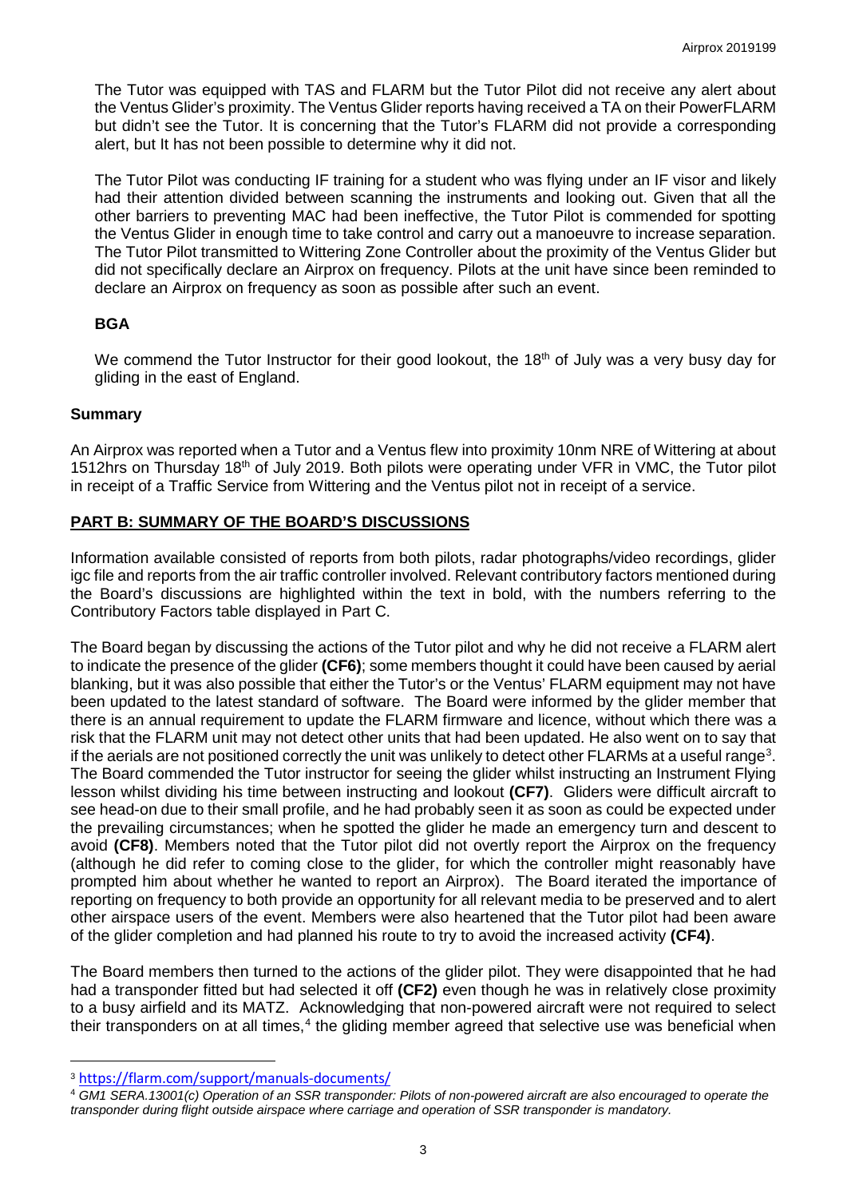The Tutor was equipped with TAS and FLARM but the Tutor Pilot did not receive any alert about the Ventus Glider's proximity. The Ventus Glider reports having received a TA on their PowerFLARM but didn't see the Tutor. It is concerning that the Tutor's FLARM did not provide a corresponding alert, but It has not been possible to determine why it did not.

The Tutor Pilot was conducting IF training for a student who was flying under an IF visor and likely had their attention divided between scanning the instruments and looking out. Given that all the other barriers to preventing MAC had been ineffective, the Tutor Pilot is commended for spotting the Ventus Glider in enough time to take control and carry out a manoeuvre to increase separation. The Tutor Pilot transmitted to Wittering Zone Controller about the proximity of the Ventus Glider but did not specifically declare an Airprox on frequency. Pilots at the unit have since been reminded to declare an Airprox on frequency as soon as possible after such an event.

### BGA

We commend the Tutor Instructor for their good lookout, the 18th of July was a very busy day for gliding in the east of England.

## Summary

An Airprox was reported when a Tutor and a Ventus flew into proximity 10nm NRE of Wittering at about 1512hrs on Thursday 18th of July 2019. Both pilots were operating under VFR in VMC, the Tutor pilot in receipt of a Traffic Service from Wittering and the Ventus pilot not in receipt of a service.

## PART B: SUMMARY OF THE BOARD'S DISCUSSIONS

Information available consisted of reports from both pilots, radar photographs/video recordings, glider igc file and reports from the air traffic controller involved. Relevant contributory factors mentioned during the Board's discussions are highlighted within the text in bold, with the numbers referring to the Contributory Factors table displayed in Part C.

The Board began by discussing the actions of the Tutor pilot and why he did not receive a FLARM alert to indicate the presence of the glider **(CF6)**; some members thought it could have been caused by aerial blanking, but it was also possible that either the Tutor's or the Ventus' FLARM equipment may not have been updated to the latest standard of software. The Board were informed by the glider member that there is an annual requirement to update the FLARM firmware and licence, without which there was a risk that the FLARM unit may not detect other units that had been updated. He also went on to say that if the aerials are not positioned correctly the unit was unlikely to detect other FLARMs at a useful range[3]. The Board commended the Tutor instructor for seeing the glider whilst instructing an Instrument Flying lesson whilst dividing his time between instructing and lookout **(CF7)**. Gliders were difficult aircraft to see head-on due to their small profile, and he had probably seen it as soon as could be expected under the prevailing circumstances; when he spotted the glider he made an emergency turn and descent to avoid **(CF8)**. Members noted that the Tutor pilot did not overtly report the Airprox on the frequency (although he did refer to coming close to the glider, for which the controller might reasonably have prompted him about whether he wanted to report an Airprox). The Board iterated the importance of reporting on frequency to both provide an opportunity for all relevant media to be preserved and to alert other airspace users of the event. Members were also heartened that the Tutor pilot had been aware of the glider completion and had planned his route to try to avoid the increased activity **(CF4)**.

The Board members then turned to the actions of the glider pilot. They were disappointed that he had had a transponder fitted but had selected it off **(CF2)** even though he was in relatively close proximity to a busy airfield and its MATZ. Acknowledging that non-powered aircraft were not required to select their transponders on at all times,[4] the gliding member agreed that selective use was beneficial when

---

[3] https://flarm.com/support/manuals-documents/

[4] *GM1 SERA.13001(c) Operation of an SSR transponder: Pilots of non-powered aircraft are also encouraged to operate the transponder during flight outside airspace where carriage and operation of SSR transponder is mandatory.*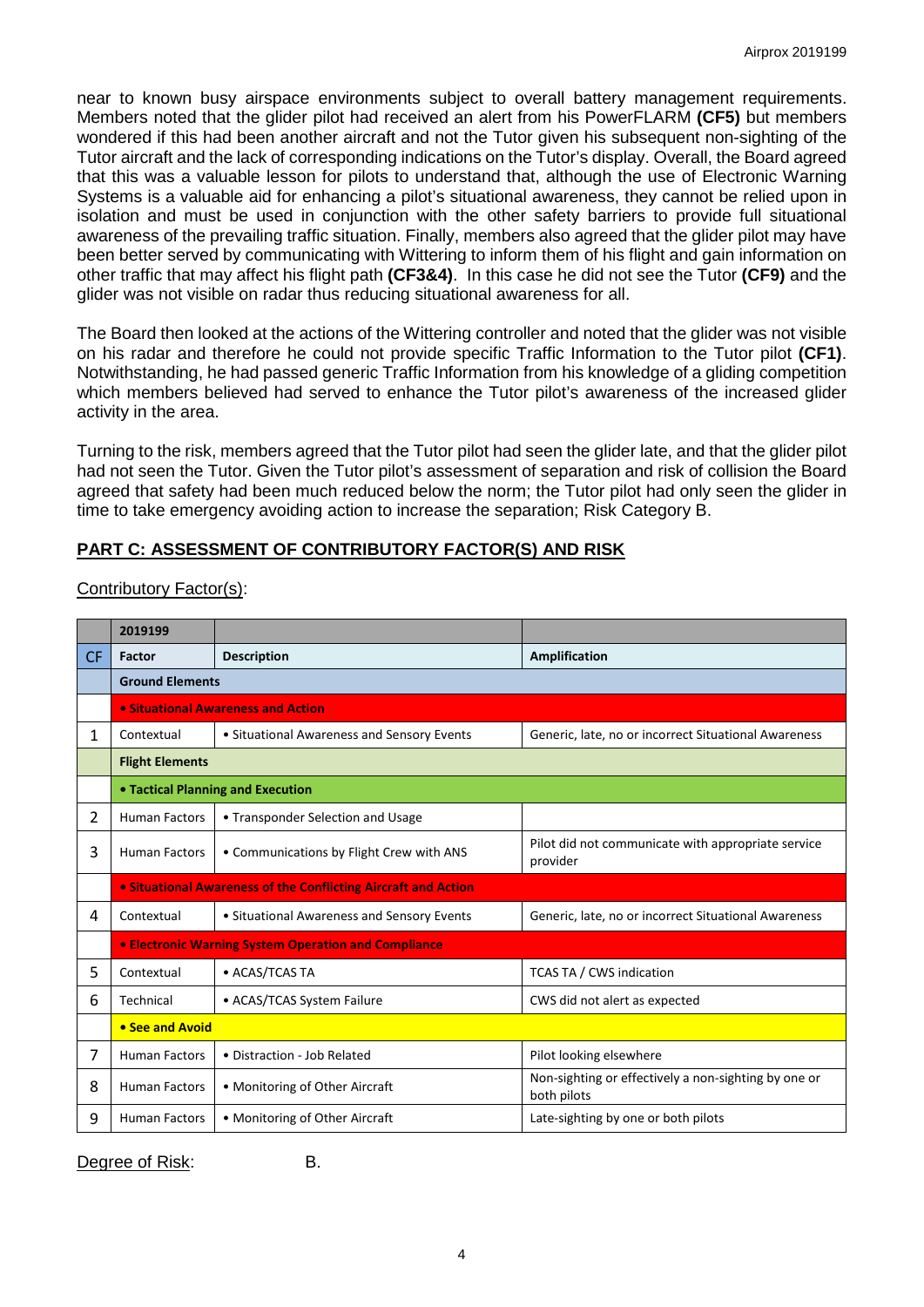near to known busy airspace environments subject to overall battery management requirements. Members noted that the glider pilot had received an alert from his PowerFLARM **(CF5)** but members wondered if this had been another aircraft and not the Tutor given his subsequent non-sighting of the Tutor aircraft and the lack of corresponding indications on the Tutor's display. Overall, the Board agreed that this was a valuable lesson for pilots to understand that, although the use of Electronic Warning Systems is a valuable aid for enhancing a pilot's situational awareness, they cannot be relied upon in isolation and must be used in conjunction with the other safety barriers to provide full situational awareness of the prevailing traffic situation. Finally, members also agreed that the glider pilot may have been better served by communicating with Wittering to inform them of his flight and gain information on other traffic that may affect his flight path **(CF3&4)**. In this case he did not see the Tutor **(CF9)** and the glider was not visible on radar thus reducing situational awareness for all.

The Board then looked at the actions of the Wittering controller and noted that the glider was not visible on his radar and therefore he could not provide specific Traffic Information to the Tutor pilot **(CF1)**. Notwithstanding, he had passed generic Traffic Information from his knowledge of a gliding competition which members believed had served to enhance the Tutor pilot's awareness of the increased glider activity in the area.

Turning to the risk, members agreed that the Tutor pilot had seen the glider late, and that the glider pilot had not seen the Tutor. Given the Tutor pilot's assessment of separation and risk of collision the Board agreed that safety had been much reduced below the norm; the Tutor pilot had only seen the glider in time to take emergency avoiding action to increase the separation; Risk Category B.

## PART C: ASSESSMENT OF CONTRIBUTORY FACTOR(S) AND RISK

Contributory Factor(s):

| | 2019199 | | |
|---|---|---|---|
| CF | Factor | Description | Amplification |
| | **Ground Elements** | | |
| | **• Situational Awareness and Action** | | |
| 1 | Contextual | • Situational Awareness and Sensory Events | Generic, late, no or incorrect Situational Awareness |
| | **Flight Elements** | | |
| | **• Tactical Planning and Execution** | | |
| 2 | Human Factors | • Transponder Selection and Usage | |
| 3 | Human Factors | • Communications by Flight Crew with ANS | Pilot did not communicate with appropriate service provider |
| | **• Situational Awareness of the Conflicting Aircraft and Action** | | |
| 4 | Contextual | • Situational Awareness and Sensory Events | Generic, late, no or incorrect Situational Awareness |
| | **• Electronic Warning System Operation and Compliance** | | |
| 5 | Contextual | • ACAS/TCAS TA | TCAS TA / CWS indication |
| 6 | Technical | • ACAS/TCAS System Failure | CWS did not alert as expected |
| | **• See and Avoid** | | |
| 7 | Human Factors | • Distraction - Job Related | Pilot looking elsewhere |
| 8 | Human Factors | • Monitoring of Other Aircraft | Non-sighting or effectively a non-sighting by one or both pilots |
| 9 | Human Factors | • Monitoring of Other Aircraft | Late-sighting by one or both pilots |

Degree of Risk: B.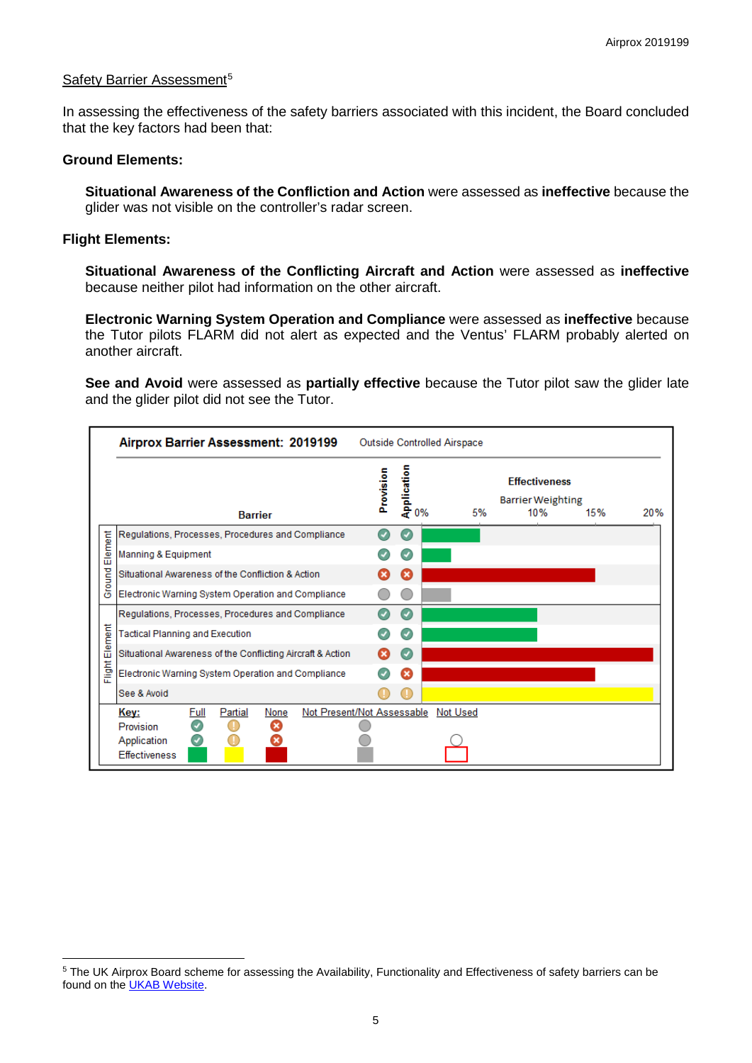Safety Barrier Assessment[5]

In assessing the effectiveness of the safety barriers associated with this incident, the Board concluded that the key factors had been that:

**Ground Elements:**

**Situational Awareness of the Confliction and Action** were assessed as **ineffective** because the glider was not visible on the controller's radar screen.

**Flight Elements:**

**Situational Awareness of the Conflicting Aircraft and Action** were assessed as **ineffective** because neither pilot had information on the other aircraft.

**Electronic Warning System Operation and Compliance** were assessed as **ineffective** because the Tutor pilots FLARM did not alert as expected and the Ventus' FLARM probably alerted on another aircraft.

**See and Avoid** were assessed as **partially effective** because the Tutor pilot saw the glider late and the glider pilot did not see the Tutor.

Airprox Barrier Assessment: 2019199
Outside Controlled Airspace

Barrier
Provision
Application
Effectiveness
Barrier Weighting
0%
5%
10%
15%
20%

Ground Element
Regulations, Processes, Procedures and Compliance
Manning & Equipment
Situational Awareness of the Confliction & Action
Electronic Warning System Operation and Compliance

Flight Element
Regulations, Processes, Procedures and Compliance
Tactical Planning and Execution
Situational Awareness of the Conflicting Aircraft & Action
Electronic Warning System Operation and Compliance
See & Avoid

Key:
Full
Partial
None
Not Present/Not Assessable
Not Used
Provision
Application
Effectiveness

---

[5] The UK Airprox Board scheme for assessing the Availability, Functionality and Effectiveness of safety barriers can be found on the UKAB Website.